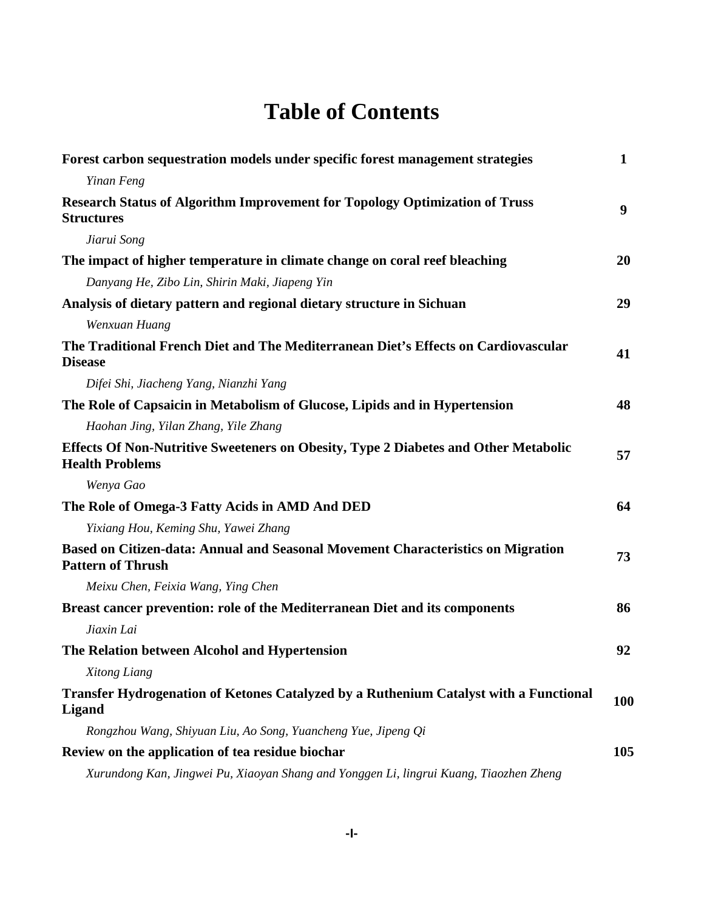# Table of Contents

| | |
|---|---|
| **Forest carbon sequestration models under specific forest management strategies** | **1** |
| *Yinan Feng* | |
| **Research Status of Algorithm Improvement for Topology Optimization of Truss Structures** | **9** |
| *Jiarui Song* | |
| **The impact of higher temperature in climate change on coral reef bleaching** | **20** |
| *Danyang He, Zibo Lin, Shirin Maki, Jiapeng Yin* | |
| **Analysis of dietary pattern and regional dietary structure in Sichuan** | **29** |
| *Wenxuan Huang* | |
| **The Traditional French Diet and The Mediterranean Diet's Effects on Cardiovascular Disease** | **41** |
| *Difei Shi, Jiacheng Yang, Nianzhi Yang* | |
| **The Role of Capsaicin in Metabolism of Glucose, Lipids and in Hypertension** | **48** |
| *Haohan Jing, Yilan Zhang, Yile Zhang* | |
| **Effects Of Non-Nutritive Sweeteners on Obesity, Type 2 Diabetes and Other Metabolic Health Problems** | **57** |
| *Wenya Gao* | |
| **The Role of Omega-3 Fatty Acids in AMD And DED** | **64** |
| *Yixiang Hou, Keming Shu, Yawei Zhang* | |
| **Based on Citizen-data: Annual and Seasonal Movement Characteristics on Migration Pattern of Thrush** | **73** |
| *Meixu Chen, Feixia Wang, Ying Chen* | |
| **Breast cancer prevention: role of the Mediterranean Diet and its components** | **86** |
| *Jiaxin Lai* | |
| **The Relation between Alcohol and Hypertension** | **92** |
| *Xitong Liang* | |
| **Transfer Hydrogenation of Ketones Catalyzed by a Ruthenium Catalyst with a Functional Ligand** | **100** |
| *Rongzhou Wang, Shiyuan Liu, Ao Song, Yuancheng Yue, Jipeng Qi* | |
| **Review on the application of tea residue biochar** | **105** |
| *Xurundong Kan, Jingwei Pu, Xiaoyan Shang and Yonggen Li, lingrui Kuang, Tiaozhen Zheng* | |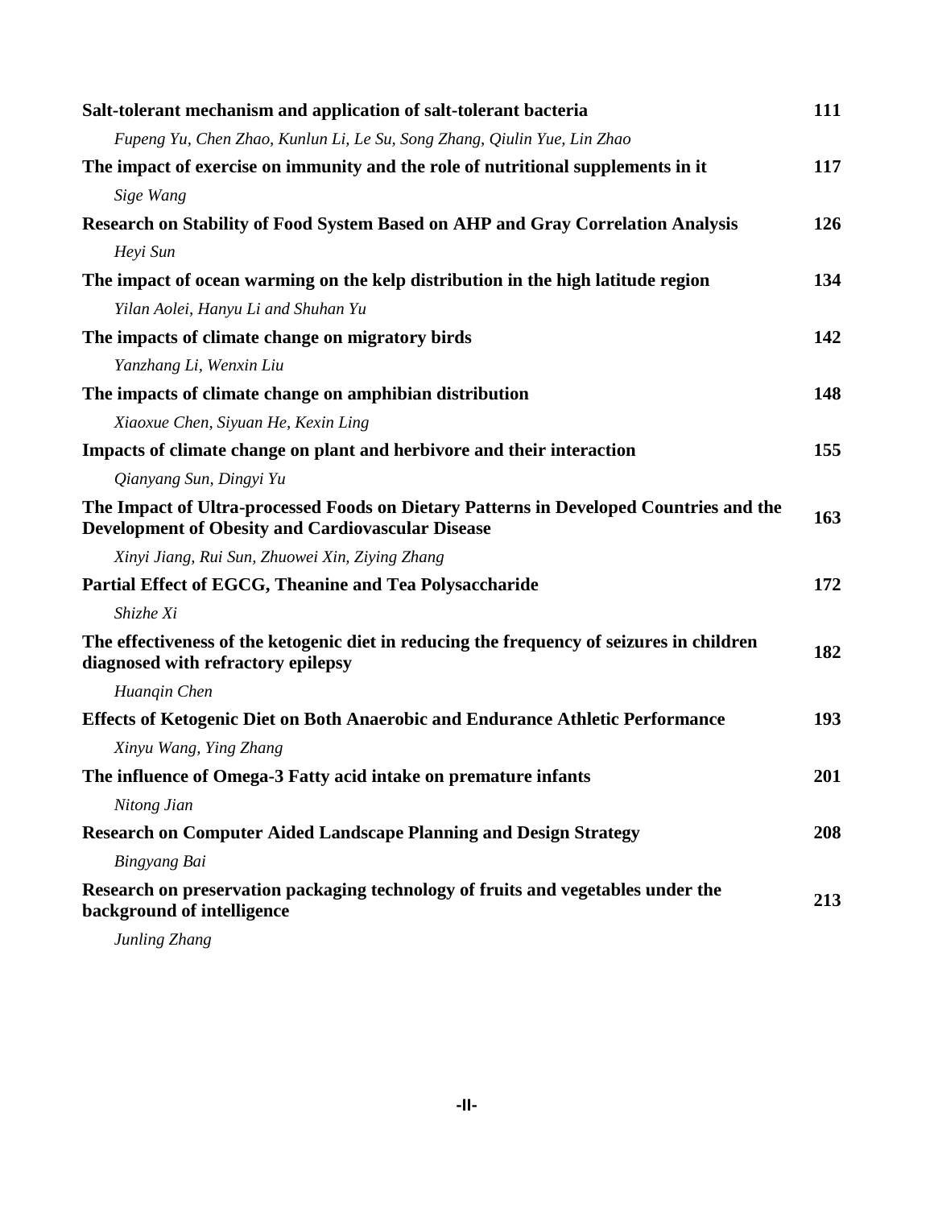**Salt-tolerant mechanism and application of salt-tolerant bacteria** 111

*Fupeng Yu, Chen Zhao, Kunlun Li, Le Su, Song Zhang, Qiulin Yue, Lin Zhao*

**The impact of exercise on immunity and the role of nutritional supplements in it** 117

*Sige Wang*

**Research on Stability of Food System Based on AHP and Gray Correlation Analysis** 126

*Heyi Sun*

**The impact of ocean warming on the kelp distribution in the high latitude region** 134

*Yilan Aolei, Hanyu Li and Shuhan Yu*

**The impacts of climate change on migratory birds** 142

*Yanzhang Li, Wenxin Liu*

**The impacts of climate change on amphibian distribution** 148

*Xiaoxue Chen, Siyuan He, Kexin Ling*

**Impacts of climate change on plant and herbivore and their interaction** 155

*Qianyang Sun, Dingyi Yu*

**The Impact of Ultra-processed Foods on Dietary Patterns in Developed Countries and the Development of Obesity and Cardiovascular Disease** 163

*Xinyi Jiang, Rui Sun, Zhuowei Xin, Ziying Zhang*

**Partial Effect of EGCG, Theanine and Tea Polysaccharide** 172

*Shizhe Xi*

**The effectiveness of the ketogenic diet in reducing the frequency of seizures in children diagnosed with refractory epilepsy** 182

*Huanqin Chen*

**Effects of Ketogenic Diet on Both Anaerobic and Endurance Athletic Performance** 193

*Xinyu Wang, Ying Zhang*

**The influence of Omega-3 Fatty acid intake on premature infants** 201

*Nitong Jian*

**Research on Computer Aided Landscape Planning and Design Strategy** 208

*Bingyang Bai*

**Research on preservation packaging technology of fruits and vegetables under the background of intelligence** 213

*Junling Zhang*